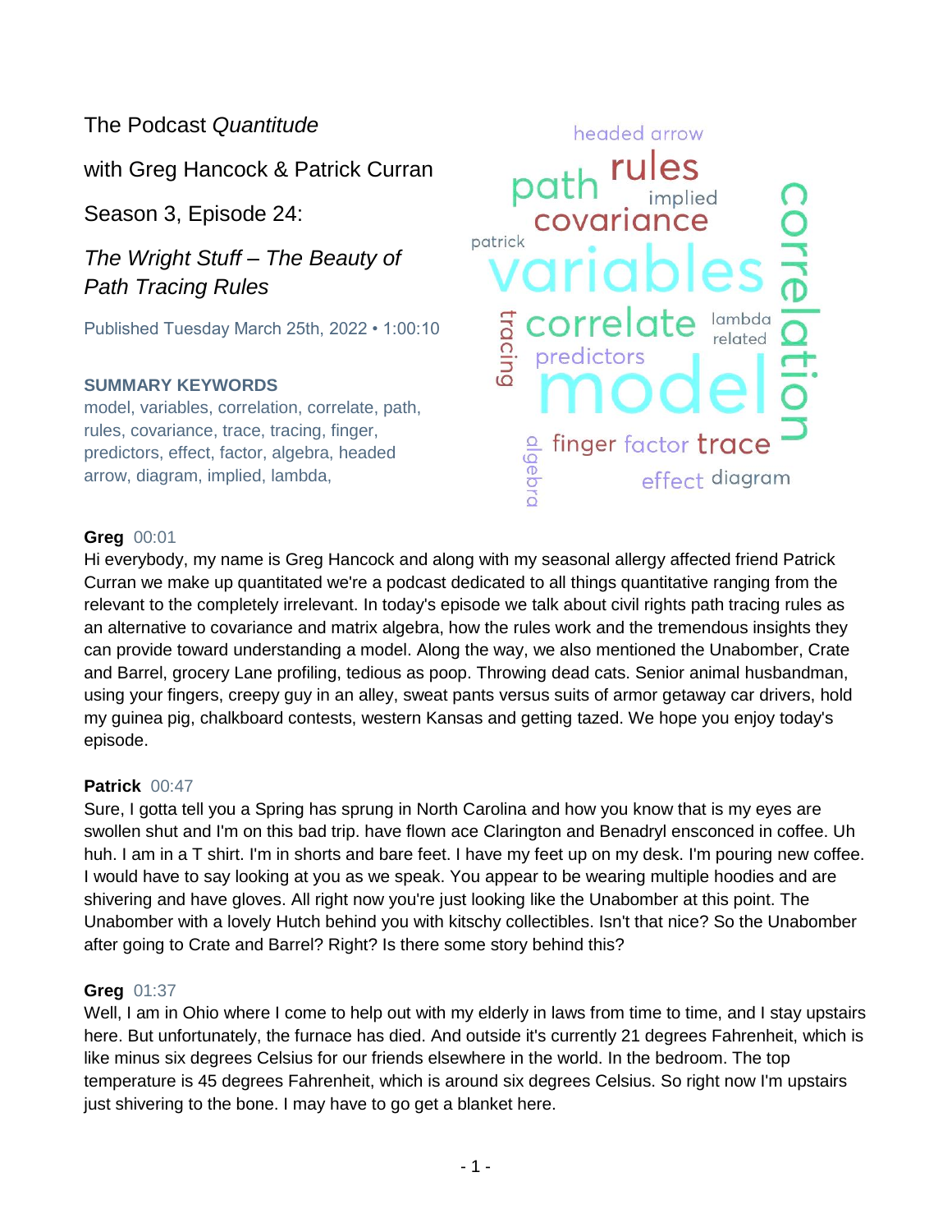The Podcast *Quantitude*

with Greg Hancock & Patrick Curran

Season 3, Episode 24:

*The Wright Stuff – The Beauty of Path Tracing Rules*

Published Tuesday March 25th, 2022 • 1:00:10

**SUMMARY KEYWORDS**

model, variables, correlation, correlate, path, rules, covariance, trace, tracing, finger, predictors, effect, factor, algebra, headed arrow, diagram, implied, lambda,

**Greg** 00:01

Hi everybody, my name is Greg Hancock and along with my seasonal allergy affected friend Patrick Curran we make up quantitated we're a podcast dedicated to all things quantitative ranging from the relevant to the completely irrelevant. In today's episode we talk about civil rights path tracing rules as an alternative to covariance and matrix algebra, how the rules work and the tremendous insights they can provide toward understanding a model. Along the way, we also mentioned the Unabomber, Crate and Barrel, grocery Lane profiling, tedious as poop. Throwing dead cats. Senior animal husbandman, using your fingers, creepy guy in an alley, sweat pants versus suits of armor getaway car drivers, hold my guinea pig, chalkboard contests, western Kansas and getting tazed. We hope you enjoy today's episode.

**Patrick** 00:47

Sure, I gotta tell you a Spring has sprung in North Carolina and how you know that is my eyes are swollen shut and I'm on this bad trip. have flown ace Clarington and Benadryl ensconced in coffee. Uh huh. I am in a T shirt. I'm in shorts and bare feet. I have my feet up on my desk. I'm pouring new coffee. I would have to say looking at you as we speak. You appear to be wearing multiple hoodies and are shivering and have gloves. All right now you're just looking like the Unabomber at this point. The Unabomber with a lovely Hutch behind you with kitschy collectibles. Isn't that nice? So the Unabomber after going to Crate and Barrel? Right? Is there some story behind this?

**Greg** 01:37

Well, I am in Ohio where I come to help out with my elderly in laws from time to time, and I stay upstairs here. But unfortunately, the furnace has died. And outside it's currently 21 degrees Fahrenheit, which is like minus six degrees Celsius for our friends elsewhere in the world. In the bedroom. The top temperature is 45 degrees Fahrenheit, which is around six degrees Celsius. So right now I'm upstairs just shivering to the bone. I may have to go get a blanket here.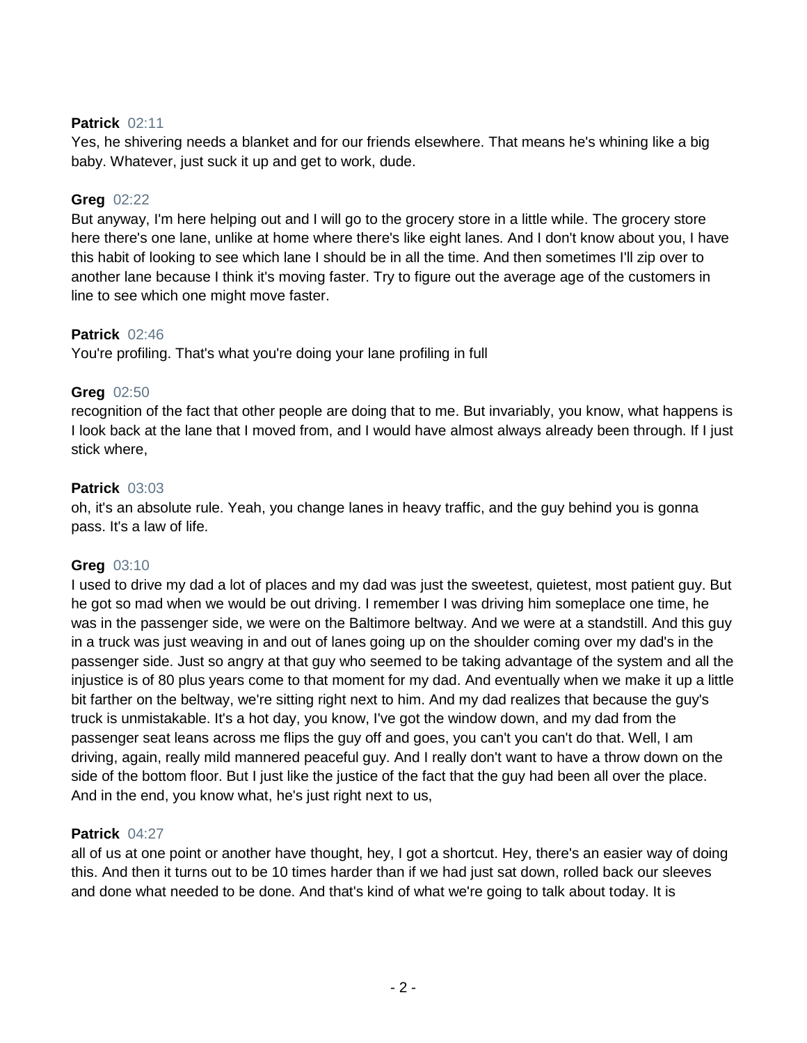**Patrick** 02:11
Yes, he shivering needs a blanket and for our friends elsewhere. That means he's whining like a big baby. Whatever, just suck it up and get to work, dude.

**Greg** 02:22
But anyway, I'm here helping out and I will go to the grocery store in a little while. The grocery store here there's one lane, unlike at home where there's like eight lanes. And I don't know about you, I have this habit of looking to see which lane I should be in all the time. And then sometimes I'll zip over to another lane because I think it's moving faster. Try to figure out the average age of the customers in line to see which one might move faster.

**Patrick** 02:46
You're profiling. That's what you're doing your lane profiling in full

**Greg** 02:50
recognition of the fact that other people are doing that to me. But invariably, you know, what happens is I look back at the lane that I moved from, and I would have almost always already been through. If I just stick where,

**Patrick** 03:03
oh, it's an absolute rule. Yeah, you change lanes in heavy traffic, and the guy behind you is gonna pass. It's a law of life.

**Greg** 03:10
I used to drive my dad a lot of places and my dad was just the sweetest, quietest, most patient guy. But he got so mad when we would be out driving. I remember I was driving him someplace one time, he was in the passenger side, we were on the Baltimore beltway. And we were at a standstill. And this guy in a truck was just weaving in and out of lanes going up on the shoulder coming over my dad's in the passenger side. Just so angry at that guy who seemed to be taking advantage of the system and all the injustice is of 80 plus years come to that moment for my dad. And eventually when we make it up a little bit farther on the beltway, we're sitting right next to him. And my dad realizes that because the guy's truck is unmistakable. It's a hot day, you know, I've got the window down, and my dad from the passenger seat leans across me flips the guy off and goes, you can't you can't do that. Well, I am driving, again, really mild mannered peaceful guy. And I really don't want to have a throw down on the side of the bottom floor. But I just like the justice of the fact that the guy had been all over the place. And in the end, you know what, he's just right next to us,

**Patrick** 04:27
all of us at one point or another have thought, hey, I got a shortcut. Hey, there's an easier way of doing this. And then it turns out to be 10 times harder than if we had just sat down, rolled back our sleeves and done what needed to be done. And that's kind of what we're going to talk about today. It is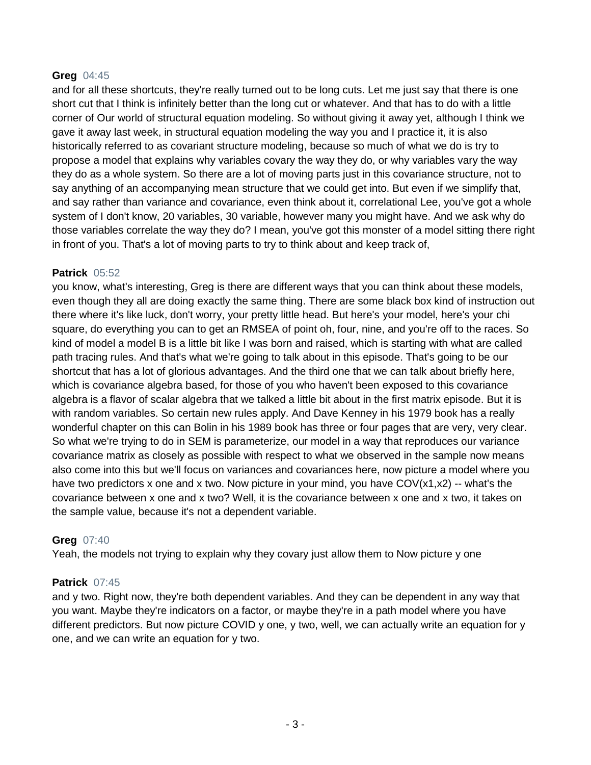**Greg** 04:45
and for all these shortcuts, they're really turned out to be long cuts. Let me just say that there is one short cut that I think is infinitely better than the long cut or whatever. And that has to do with a little corner of Our world of structural equation modeling. So without giving it away yet, although I think we gave it away last week, in structural equation modeling the way you and I practice it, it is also historically referred to as covariant structure modeling, because so much of what we do is try to propose a model that explains why variables covary the way they do, or why variables vary the way they do as a whole system. So there are a lot of moving parts just in this covariance structure, not to say anything of an accompanying mean structure that we could get into. But even if we simplify that, and say rather than variance and covariance, even think about it, correlational Lee, you've got a whole system of I don't know, 20 variables, 30 variable, however many you might have. And we ask why do those variables correlate the way they do? I mean, you've got this monster of a model sitting there right in front of you. That's a lot of moving parts to try to think about and keep track of,

**Patrick** 05:52
you know, what's interesting, Greg is there are different ways that you can think about these models, even though they all are doing exactly the same thing. There are some black box kind of instruction out there where it's like luck, don't worry, your pretty little head. But here's your model, here's your chi square, do everything you can to get an RMSEA of point oh, four, nine, and you're off to the races. So kind of model a model B is a little bit like I was born and raised, which is starting with what are called path tracing rules. And that's what we're going to talk about in this episode. That's going to be our shortcut that has a lot of glorious advantages. And the third one that we can talk about briefly here, which is covariance algebra based, for those of you who haven't been exposed to this covariance algebra is a flavor of scalar algebra that we talked a little bit about in the first matrix episode. But it is with random variables. So certain new rules apply. And Dave Kenney in his 1979 book has a really wonderful chapter on this can Bolin in his 1989 book has three or four pages that are very, very clear. So what we're trying to do in SEM is parameterize, our model in a way that reproduces our variance covariance matrix as closely as possible with respect to what we observed in the sample now means also come into this but we'll focus on variances and covariances here, now picture a model where you have two predictors x one and x two. Now picture in your mind, you have COV(x1,x2) -- what's the covariance between x one and x two? Well, it is the covariance between x one and x two, it takes on the sample value, because it's not a dependent variable.

**Greg** 07:40
Yeah, the models not trying to explain why they covary just allow them to Now picture y one

**Patrick** 07:45
and y two. Right now, they're both dependent variables. And they can be dependent in any way that you want. Maybe they're indicators on a factor, or maybe they're in a path model where you have different predictors. But now picture COVID y one, y two, well, we can actually write an equation for y one, and we can write an equation for y two.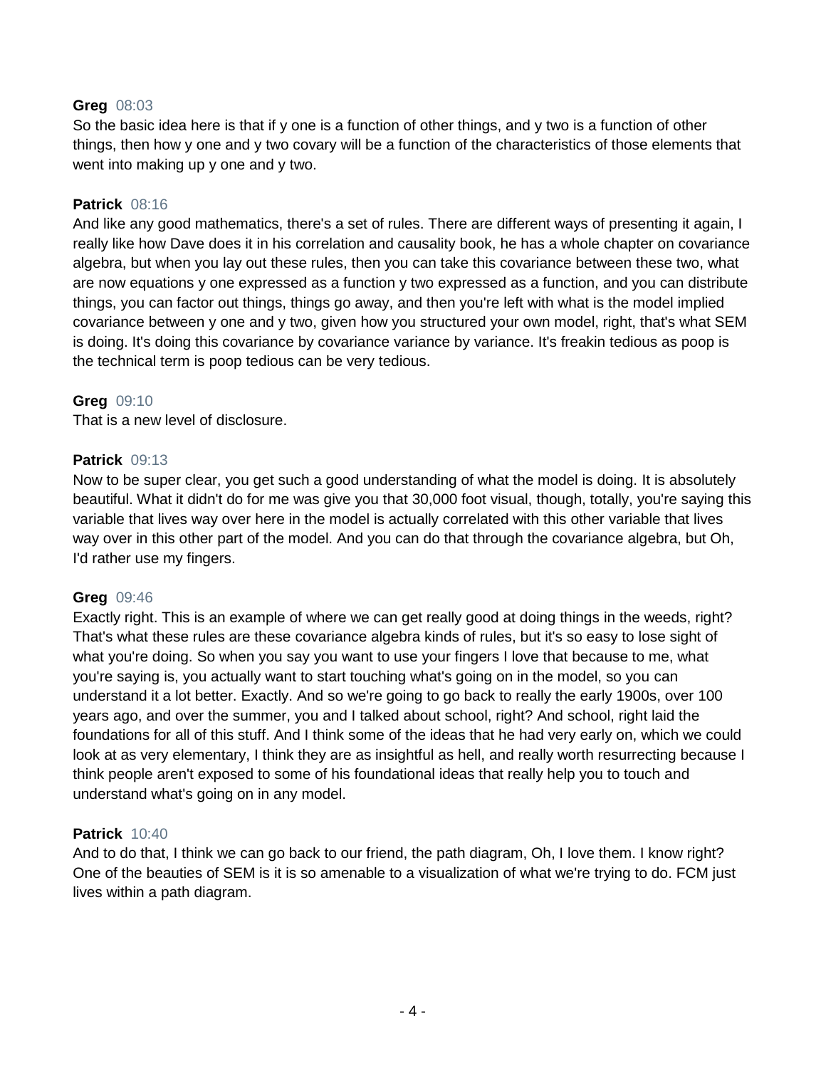**Greg** 08:03
So the basic idea here is that if y one is a function of other things, and y two is a function of other things, then how y one and y two covary will be a function of the characteristics of those elements that went into making up y one and y two.

**Patrick** 08:16
And like any good mathematics, there's a set of rules. There are different ways of presenting it again, I really like how Dave does it in his correlation and causality book, he has a whole chapter on covariance algebra, but when you lay out these rules, then you can take this covariance between these two, what are now equations y one expressed as a function y two expressed as a function, and you can distribute things, you can factor out things, things go away, and then you're left with what is the model implied covariance between y one and y two, given how you structured your own model, right, that's what SEM is doing. It's doing this covariance by covariance variance by variance. It's freakin tedious as poop is the technical term is poop tedious can be very tedious.

**Greg** 09:10
That is a new level of disclosure.

**Patrick** 09:13
Now to be super clear, you get such a good understanding of what the model is doing. It is absolutely beautiful. What it didn't do for me was give you that 30,000 foot visual, though, totally, you're saying this variable that lives way over here in the model is actually correlated with this other variable that lives way over in this other part of the model. And you can do that through the covariance algebra, but Oh, I'd rather use my fingers.

**Greg** 09:46
Exactly right. This is an example of where we can get really good at doing things in the weeds, right? That's what these rules are these covariance algebra kinds of rules, but it's so easy to lose sight of what you're doing. So when you say you want to use your fingers I love that because to me, what you're saying is, you actually want to start touching what's going on in the model, so you can understand it a lot better. Exactly. And so we're going to go back to really the early 1900s, over 100 years ago, and over the summer, you and I talked about school, right? And school, right laid the foundations for all of this stuff. And I think some of the ideas that he had very early on, which we could look at as very elementary, I think they are as insightful as hell, and really worth resurrecting because I think people aren't exposed to some of his foundational ideas that really help you to touch and understand what's going on in any model.

**Patrick** 10:40
And to do that, I think we can go back to our friend, the path diagram, Oh, I love them. I know right? One of the beauties of SEM is it is so amenable to a visualization of what we're trying to do. FCM just lives within a path diagram.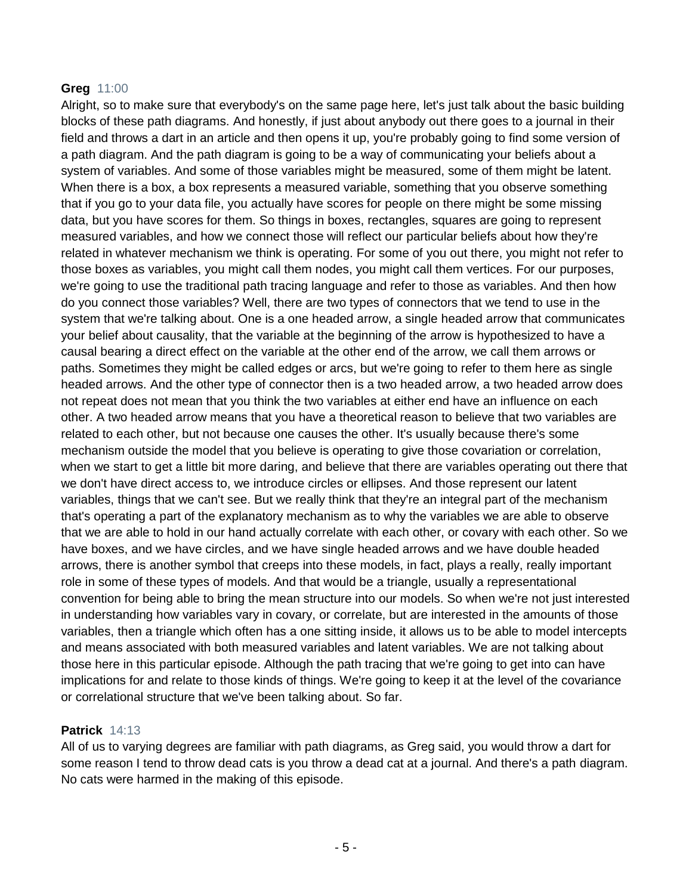**Greg** 11:00

Alright, so to make sure that everybody's on the same page here, let's just talk about the basic building blocks of these path diagrams. And honestly, if just about anybody out there goes to a journal in their field and throws a dart in an article and then opens it up, you're probably going to find some version of a path diagram. And the path diagram is going to be a way of communicating your beliefs about a system of variables. And some of those variables might be measured, some of them might be latent. When there is a box, a box represents a measured variable, something that you observe something that if you go to your data file, you actually have scores for people on there might be some missing data, but you have scores for them. So things in boxes, rectangles, squares are going to represent measured variables, and how we connect those will reflect our particular beliefs about how they're related in whatever mechanism we think is operating. For some of you out there, you might not refer to those boxes as variables, you might call them nodes, you might call them vertices. For our purposes, we're going to use the traditional path tracing language and refer to those as variables. And then how do you connect those variables? Well, there are two types of connectors that we tend to use in the system that we're talking about. One is a one headed arrow, a single headed arrow that communicates your belief about causality, that the variable at the beginning of the arrow is hypothesized to have a causal bearing a direct effect on the variable at the other end of the arrow, we call them arrows or paths. Sometimes they might be called edges or arcs, but we're going to refer to them here as single headed arrows. And the other type of connector then is a two headed arrow, a two headed arrow does not repeat does not mean that you think the two variables at either end have an influence on each other. A two headed arrow means that you have a theoretical reason to believe that two variables are related to each other, but not because one causes the other. It's usually because there's some mechanism outside the model that you believe is operating to give those covariation or correlation, when we start to get a little bit more daring, and believe that there are variables operating out there that we don't have direct access to, we introduce circles or ellipses. And those represent our latent variables, things that we can't see. But we really think that they're an integral part of the mechanism that's operating a part of the explanatory mechanism as to why the variables we are able to observe that we are able to hold in our hand actually correlate with each other, or covary with each other. So we have boxes, and we have circles, and we have single headed arrows and we have double headed arrows, there is another symbol that creeps into these models, in fact, plays a really, really important role in some of these types of models. And that would be a triangle, usually a representational convention for being able to bring the mean structure into our models. So when we're not just interested in understanding how variables vary in covary, or correlate, but are interested in the amounts of those variables, then a triangle which often has a one sitting inside, it allows us to be able to model intercepts and means associated with both measured variables and latent variables. We are not talking about those here in this particular episode. Although the path tracing that we're going to get into can have implications for and relate to those kinds of things. We're going to keep it at the level of the covariance or correlational structure that we've been talking about. So far.

**Patrick** 14:13

All of us to varying degrees are familiar with path diagrams, as Greg said, you would throw a dart for some reason I tend to throw dead cats is you throw a dead cat at a journal. And there's a path diagram. No cats were harmed in the making of this episode.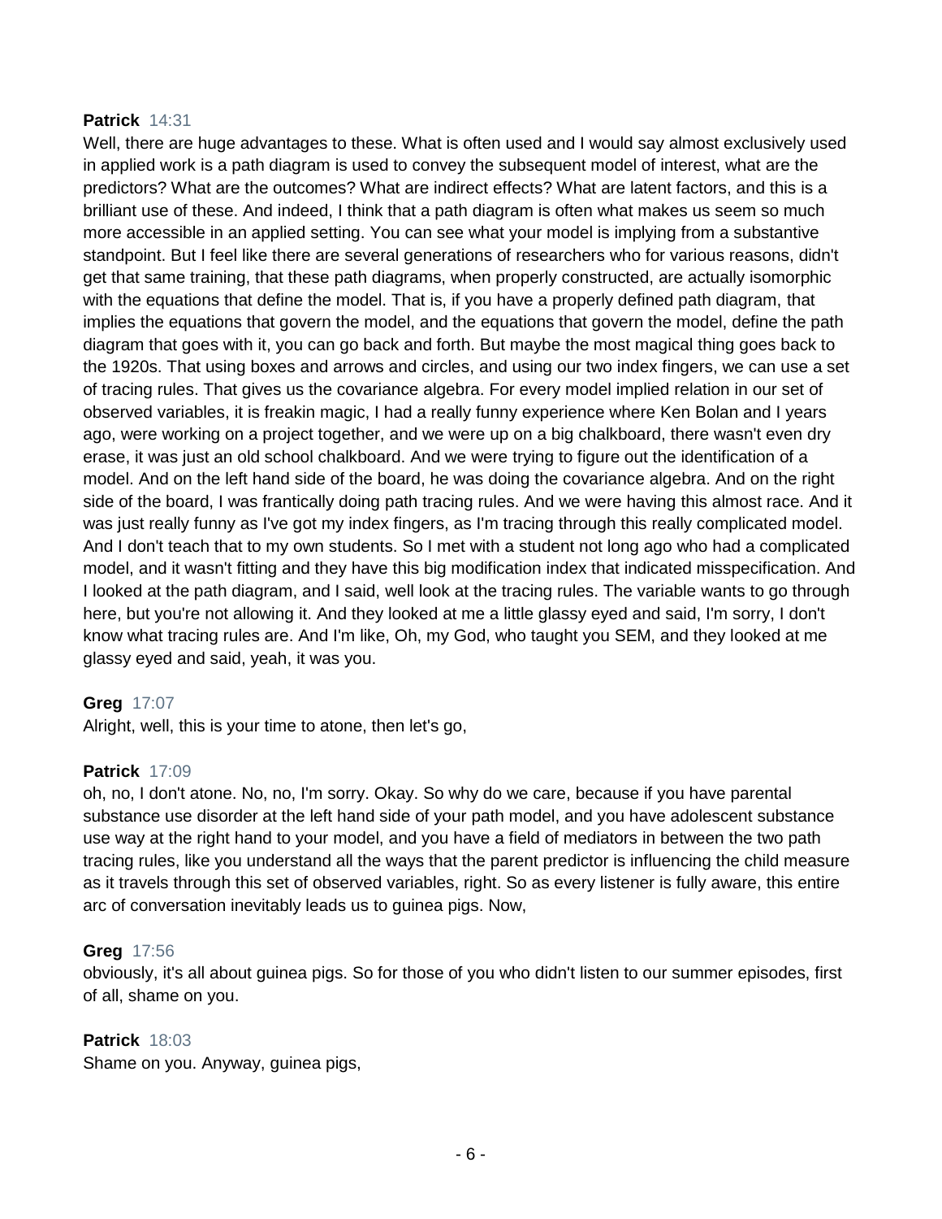**Patrick** 14:31
Well, there are huge advantages to these. What is often used and I would say almost exclusively used in applied work is a path diagram is used to convey the subsequent model of interest, what are the predictors? What are the outcomes? What are indirect effects? What are latent factors, and this is a brilliant use of these. And indeed, I think that a path diagram is often what makes us seem so much more accessible in an applied setting. You can see what your model is implying from a substantive standpoint. But I feel like there are several generations of researchers who for various reasons, didn't get that same training, that these path diagrams, when properly constructed, are actually isomorphic with the equations that define the model. That is, if you have a properly defined path diagram, that implies the equations that govern the model, and the equations that govern the model, define the path diagram that goes with it, you can go back and forth. But maybe the most magical thing goes back to the 1920s. That using boxes and arrows and circles, and using our two index fingers, we can use a set of tracing rules. That gives us the covariance algebra. For every model implied relation in our set of observed variables, it is freakin magic, I had a really funny experience where Ken Bolan and I years ago, were working on a project together, and we were up on a big chalkboard, there wasn't even dry erase, it was just an old school chalkboard. And we were trying to figure out the identification of a model. And on the left hand side of the board, he was doing the covariance algebra. And on the right side of the board, I was frantically doing path tracing rules. And we were having this almost race. And it was just really funny as I've got my index fingers, as I'm tracing through this really complicated model. And I don't teach that to my own students. So I met with a student not long ago who had a complicated model, and it wasn't fitting and they have this big modification index that indicated misspecification. And I looked at the path diagram, and I said, well look at the tracing rules. The variable wants to go through here, but you're not allowing it. And they looked at me a little glassy eyed and said, I'm sorry, I don't know what tracing rules are. And I'm like, Oh, my God, who taught you SEM, and they looked at me glassy eyed and said, yeah, it was you.

**Greg** 17:07
Alright, well, this is your time to atone, then let's go,

**Patrick** 17:09
oh, no, I don't atone. No, no, I'm sorry. Okay. So why do we care, because if you have parental substance use disorder at the left hand side of your path model, and you have adolescent substance use way at the right hand to your model, and you have a field of mediators in between the two path tracing rules, like you understand all the ways that the parent predictor is influencing the child measure as it travels through this set of observed variables, right. So as every listener is fully aware, this entire arc of conversation inevitably leads us to guinea pigs. Now,

**Greg** 17:56
obviously, it's all about guinea pigs. So for those of you who didn't listen to our summer episodes, first of all, shame on you.

**Patrick** 18:03
Shame on you. Anyway, guinea pigs,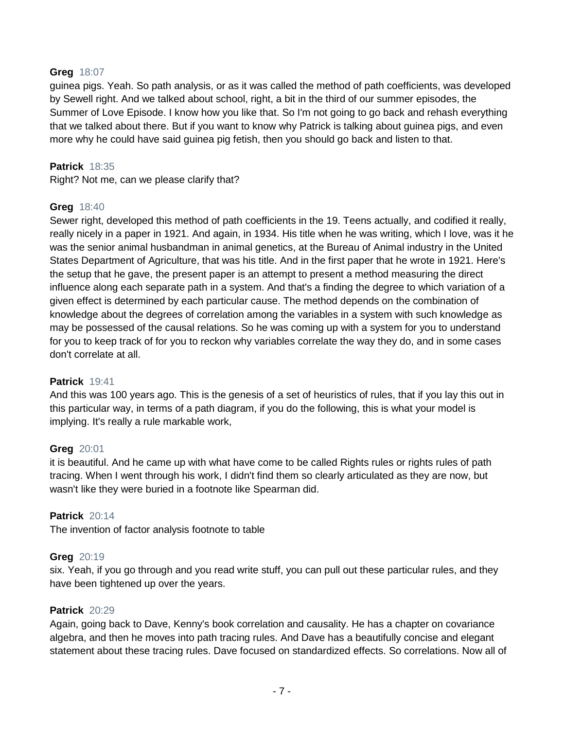**Greg** 18:07

guinea pigs. Yeah. So path analysis, or as it was called the method of path coefficients, was developed by Sewell right. And we talked about school, right, a bit in the third of our summer episodes, the Summer of Love Episode. I know how you like that. So I'm not going to go back and rehash everything that we talked about there. But if you want to know why Patrick is talking about guinea pigs, and even more why he could have said guinea pig fetish, then you should go back and listen to that.

**Patrick** 18:35

Right? Not me, can we please clarify that?

**Greg** 18:40

Sewer right, developed this method of path coefficients in the 19. Teens actually, and codified it really, really nicely in a paper in 1921. And again, in 1934. His title when he was writing, which I love, was it he was the senior animal husbandman in animal genetics, at the Bureau of Animal industry in the United States Department of Agriculture, that was his title. And in the first paper that he wrote in 1921. Here's the setup that he gave, the present paper is an attempt to present a method measuring the direct influence along each separate path in a system. And that's a finding the degree to which variation of a given effect is determined by each particular cause. The method depends on the combination of knowledge about the degrees of correlation among the variables in a system with such knowledge as may be possessed of the causal relations. So he was coming up with a system for you to understand for you to keep track of for you to reckon why variables correlate the way they do, and in some cases don't correlate at all.

**Patrick** 19:41

And this was 100 years ago. This is the genesis of a set of heuristics of rules, that if you lay this out in this particular way, in terms of a path diagram, if you do the following, this is what your model is implying. It's really a rule markable work,

**Greg** 20:01

it is beautiful. And he came up with what have come to be called Rights rules or rights rules of path tracing. When I went through his work, I didn't find them so clearly articulated as they are now, but wasn't like they were buried in a footnote like Spearman did.

**Patrick** 20:14

The invention of factor analysis footnote to table

**Greg** 20:19

six. Yeah, if you go through and you read write stuff, you can pull out these particular rules, and they have been tightened up over the years.

**Patrick** 20:29

Again, going back to Dave, Kenny's book correlation and causality. He has a chapter on covariance algebra, and then he moves into path tracing rules. And Dave has a beautifully concise and elegant statement about these tracing rules. Dave focused on standardized effects. So correlations. Now all of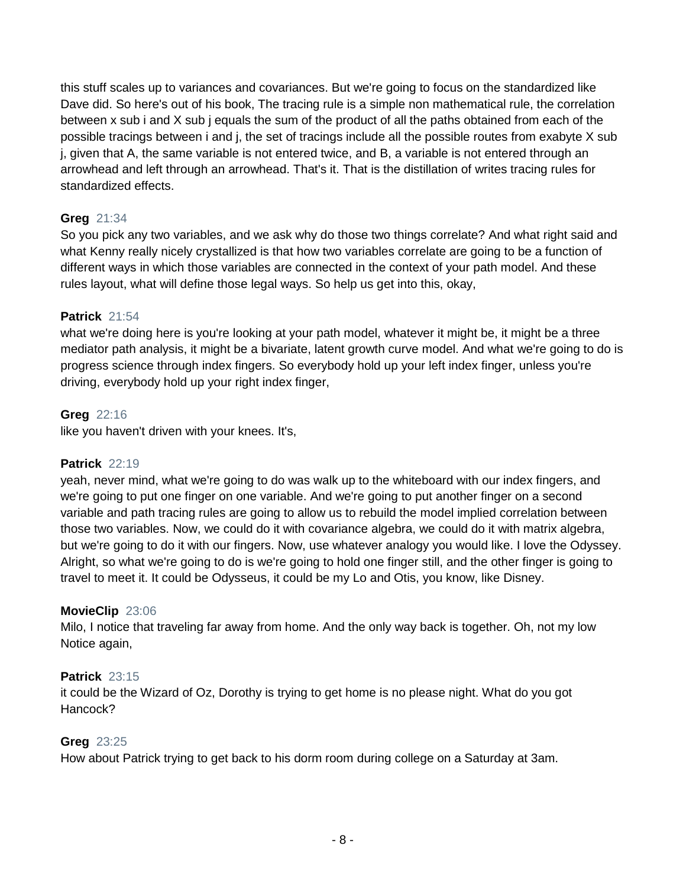this stuff scales up to variances and covariances. But we're going to focus on the standardized like Dave did. So here's out of his book, The tracing rule is a simple non mathematical rule, the correlation between x sub i and X sub j equals the sum of the product of all the paths obtained from each of the possible tracings between i and j, the set of tracings include all the possible routes from exabyte X sub j, given that A, the same variable is not entered twice, and B, a variable is not entered through an arrowhead and left through an arrowhead. That's it. That is the distillation of writes tracing rules for standardized effects.

**Greg** 21:34
So you pick any two variables, and we ask why do those two things correlate? And what right said and what Kenny really nicely crystallized is that how two variables correlate are going to be a function of different ways in which those variables are connected in the context of your path model. And these rules layout, what will define those legal ways. So help us get into this, okay,

**Patrick** 21:54
what we're doing here is you're looking at your path model, whatever it might be, it might be a three mediator path analysis, it might be a bivariate, latent growth curve model. And what we're going to do is progress science through index fingers. So everybody hold up your left index finger, unless you're driving, everybody hold up your right index finger,

**Greg** 22:16
like you haven't driven with your knees. It's,

**Patrick** 22:19
yeah, never mind, what we're going to do was walk up to the whiteboard with our index fingers, and we're going to put one finger on one variable. And we're going to put another finger on a second variable and path tracing rules are going to allow us to rebuild the model implied correlation between those two variables. Now, we could do it with covariance algebra, we could do it with matrix algebra, but we're going to do it with our fingers. Now, use whatever analogy you would like. I love the Odyssey. Alright, so what we're going to do is we're going to hold one finger still, and the other finger is going to travel to meet it. It could be Odysseus, it could be my Lo and Otis, you know, like Disney.

**MovieClip** 23:06
Milo, I notice that traveling far away from home. And the only way back is together. Oh, not my low Notice again,

**Patrick** 23:15
it could be the Wizard of Oz, Dorothy is trying to get home is no please night. What do you got Hancock?

**Greg** 23:25
How about Patrick trying to get back to his dorm room during college on a Saturday at 3am.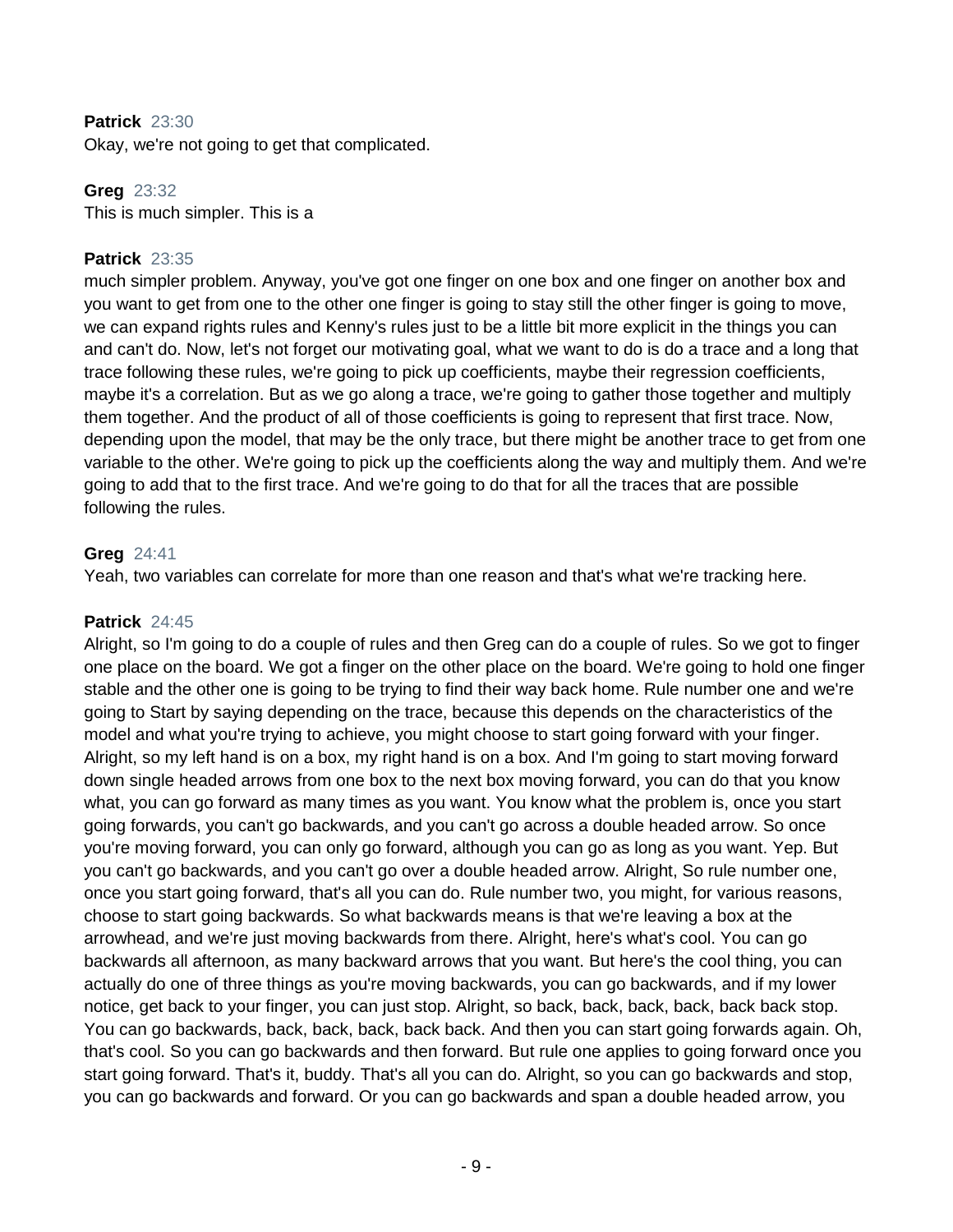**Patrick** 23:30
Okay, we're not going to get that complicated.

**Greg** 23:32
This is much simpler. This is a

**Patrick** 23:35
much simpler problem. Anyway, you've got one finger on one box and one finger on another box and you want to get from one to the other one finger is going to stay still the other finger is going to move, we can expand rights rules and Kenny's rules just to be a little bit more explicit in the things you can and can't do. Now, let's not forget our motivating goal, what we want to do is do a trace and a long that trace following these rules, we're going to pick up coefficients, maybe their regression coefficients, maybe it's a correlation. But as we go along a trace, we're going to gather those together and multiply them together. And the product of all of those coefficients is going to represent that first trace. Now, depending upon the model, that may be the only trace, but there might be another trace to get from one variable to the other. We're going to pick up the coefficients along the way and multiply them. And we're going to add that to the first trace. And we're going to do that for all the traces that are possible following the rules.

**Greg** 24:41
Yeah, two variables can correlate for more than one reason and that's what we're tracking here.

**Patrick** 24:45
Alright, so I'm going to do a couple of rules and then Greg can do a couple of rules. So we got to finger one place on the board. We got a finger on the other place on the board. We're going to hold one finger stable and the other one is going to be trying to find their way back home. Rule number one and we're going to Start by saying depending on the trace, because this depends on the characteristics of the model and what you're trying to achieve, you might choose to start going forward with your finger. Alright, so my left hand is on a box, my right hand is on a box. And I'm going to start moving forward down single headed arrows from one box to the next box moving forward, you can do that you know what, you can go forward as many times as you want. You know what the problem is, once you start going forwards, you can't go backwards, and you can't go across a double headed arrow. So once you're moving forward, you can only go forward, although you can go as long as you want. Yep. But you can't go backwards, and you can't go over a double headed arrow. Alright, So rule number one, once you start going forward, that's all you can do. Rule number two, you might, for various reasons, choose to start going backwards. So what backwards means is that we're leaving a box at the arrowhead, and we're just moving backwards from there. Alright, here's what's cool. You can go backwards all afternoon, as many backward arrows that you want. But here's the cool thing, you can actually do one of three things as you're moving backwards, you can go backwards, and if my lower notice, get back to your finger, you can just stop. Alright, so back, back, back, back, back back stop. You can go backwards, back, back, back, back back. And then you can start going forwards again. Oh, that's cool. So you can go backwards and then forward. But rule one applies to going forward once you start going forward. That's it, buddy. That's all you can do. Alright, so you can go backwards and stop, you can go backwards and forward. Or you can go backwards and span a double headed arrow, you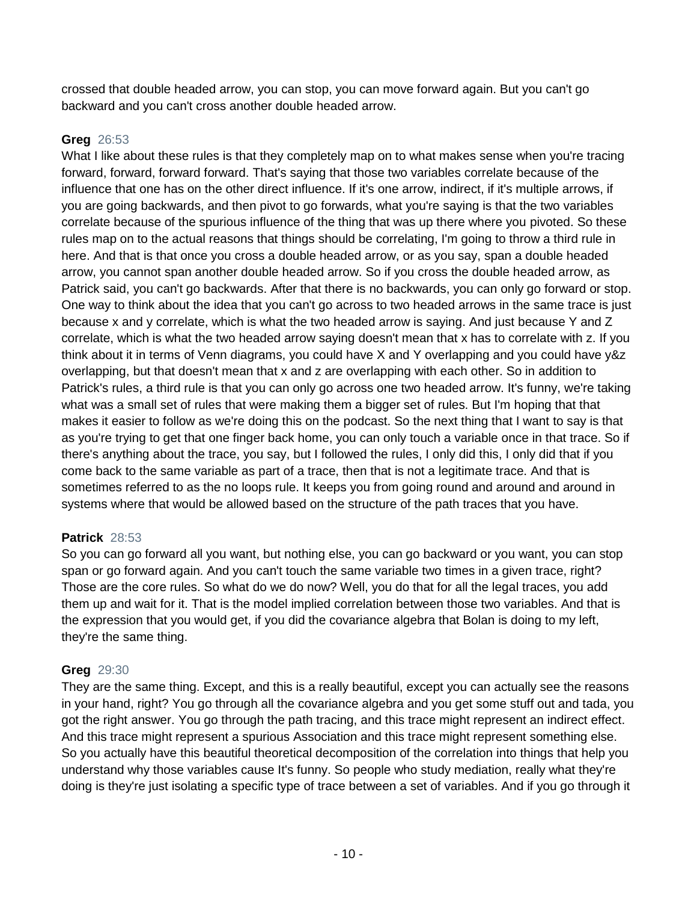crossed that double headed arrow, you can stop, you can move forward again. But you can't go backward and you can't cross another double headed arrow.

**Greg** 26:53
What I like about these rules is that they completely map on to what makes sense when you're tracing forward, forward, forward forward. That's saying that those two variables correlate because of the influence that one has on the other direct influence. If it's one arrow, indirect, if it's multiple arrows, if you are going backwards, and then pivot to go forwards, what you're saying is that the two variables correlate because of the spurious influence of the thing that was up there where you pivoted. So these rules map on to the actual reasons that things should be correlating, I'm going to throw a third rule in here. And that is that once you cross a double headed arrow, or as you say, span a double headed arrow, you cannot span another double headed arrow. So if you cross the double headed arrow, as Patrick said, you can't go backwards. After that there is no backwards, you can only go forward or stop. One way to think about the idea that you can't go across to two headed arrows in the same trace is just because x and y correlate, which is what the two headed arrow is saying. And just because Y and Z correlate, which is what the two headed arrow saying doesn't mean that x has to correlate with z. If you think about it in terms of Venn diagrams, you could have X and Y overlapping and you could have y&z overlapping, but that doesn't mean that x and z are overlapping with each other. So in addition to Patrick's rules, a third rule is that you can only go across one two headed arrow. It's funny, we're taking what was a small set of rules that were making them a bigger set of rules. But I'm hoping that that makes it easier to follow as we're doing this on the podcast. So the next thing that I want to say is that as you're trying to get that one finger back home, you can only touch a variable once in that trace. So if there's anything about the trace, you say, but I followed the rules, I only did this, I only did that if you come back to the same variable as part of a trace, then that is not a legitimate trace. And that is sometimes referred to as the no loops rule. It keeps you from going round and around and around in systems where that would be allowed based on the structure of the path traces that you have.

**Patrick** 28:53
So you can go forward all you want, but nothing else, you can go backward or you want, you can stop span or go forward again. And you can't touch the same variable two times in a given trace, right? Those are the core rules. So what do we do now? Well, you do that for all the legal traces, you add them up and wait for it. That is the model implied correlation between those two variables. And that is the expression that you would get, if you did the covariance algebra that Bolan is doing to my left, they're the same thing.

**Greg** 29:30
They are the same thing. Except, and this is a really beautiful, except you can actually see the reasons in your hand, right? You go through all the covariance algebra and you get some stuff out and tada, you got the right answer. You go through the path tracing, and this trace might represent an indirect effect. And this trace might represent a spurious Association and this trace might represent something else. So you actually have this beautiful theoretical decomposition of the correlation into things that help you understand why those variables cause It's funny. So people who study mediation, really what they're doing is they're just isolating a specific type of trace between a set of variables. And if you go through it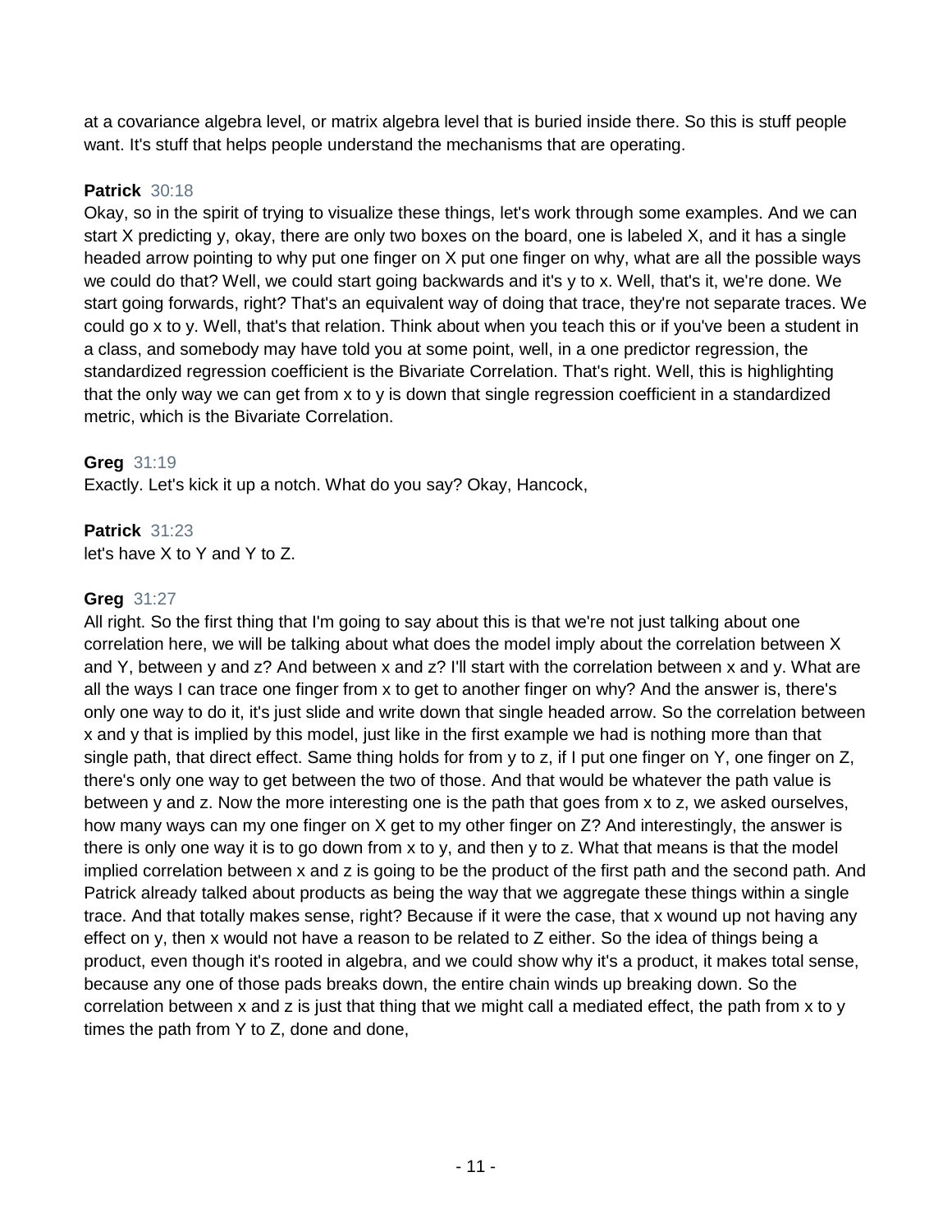at a covariance algebra level, or matrix algebra level that is buried inside there. So this is stuff people want. It's stuff that helps people understand the mechanisms that are operating.

**Patrick** 30:18
Okay, so in the spirit of trying to visualize these things, let's work through some examples. And we can start X predicting y, okay, there are only two boxes on the board, one is labeled X, and it has a single headed arrow pointing to why put one finger on X put one finger on why, what are all the possible ways we could do that? Well, we could start going backwards and it's y to x. Well, that's it, we're done. We start going forwards, right? That's an equivalent way of doing that trace, they're not separate traces. We could go x to y. Well, that's that relation. Think about when you teach this or if you've been a student in a class, and somebody may have told you at some point, well, in a one predictor regression, the standardized regression coefficient is the Bivariate Correlation. That's right. Well, this is highlighting that the only way we can get from x to y is down that single regression coefficient in a standardized metric, which is the Bivariate Correlation.

**Greg** 31:19
Exactly. Let's kick it up a notch. What do you say? Okay, Hancock,

**Patrick** 31:23
let's have X to Y and Y to Z.

**Greg** 31:27
All right. So the first thing that I'm going to say about this is that we're not just talking about one correlation here, we will be talking about what does the model imply about the correlation between X and Y, between y and z? And between x and z? I'll start with the correlation between x and y. What are all the ways I can trace one finger from x to get to another finger on why? And the answer is, there's only one way to do it, it's just slide and write down that single headed arrow. So the correlation between x and y that is implied by this model, just like in the first example we had is nothing more than that single path, that direct effect. Same thing holds for from y to z, if I put one finger on Y, one finger on Z, there's only one way to get between the two of those. And that would be whatever the path value is between y and z. Now the more interesting one is the path that goes from x to z, we asked ourselves, how many ways can my one finger on X get to my other finger on Z? And interestingly, the answer is there is only one way it is to go down from x to y, and then y to z. What that means is that the model implied correlation between x and z is going to be the product of the first path and the second path. And Patrick already talked about products as being the way that we aggregate these things within a single trace. And that totally makes sense, right? Because if it were the case, that x wound up not having any effect on y, then x would not have a reason to be related to Z either. So the idea of things being a product, even though it's rooted in algebra, and we could show why it's a product, it makes total sense, because any one of those pads breaks down, the entire chain winds up breaking down. So the correlation between x and z is just that thing that we might call a mediated effect, the path from x to y times the path from Y to Z, done and done,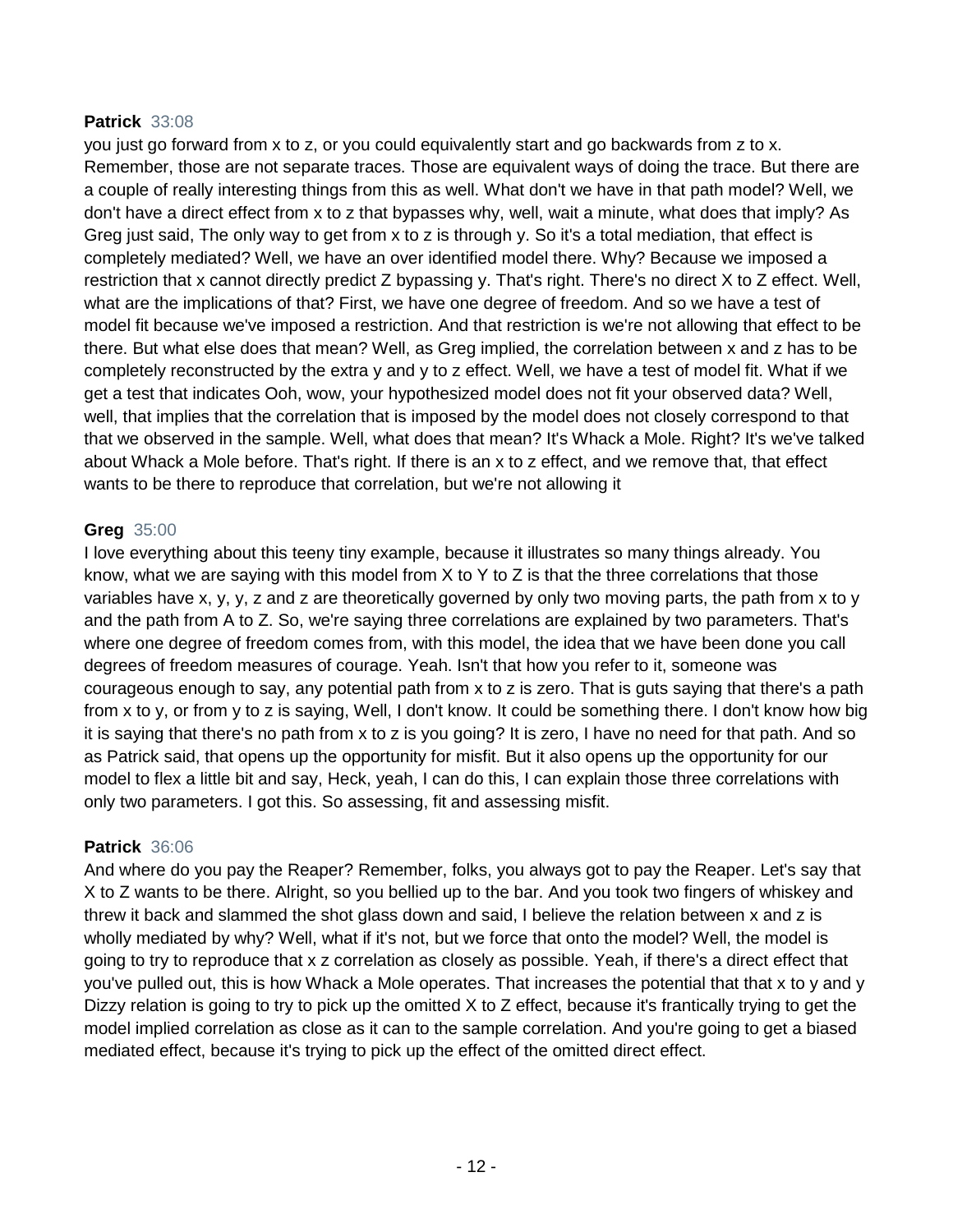**Patrick** 33:08

you just go forward from x to z, or you could equivalently start and go backwards from z to x. Remember, those are not separate traces. Those are equivalent ways of doing the trace. But there are a couple of really interesting things from this as well. What don't we have in that path model? Well, we don't have a direct effect from x to z that bypasses why, well, wait a minute, what does that imply? As Greg just said, The only way to get from x to z is through y. So it's a total mediation, that effect is completely mediated? Well, we have an over identified model there. Why? Because we imposed a restriction that x cannot directly predict Z bypassing y. That's right. There's no direct X to Z effect. Well, what are the implications of that? First, we have one degree of freedom. And so we have a test of model fit because we've imposed a restriction. And that restriction is we're not allowing that effect to be there. But what else does that mean? Well, as Greg implied, the correlation between x and z has to be completely reconstructed by the extra y and y to z effect. Well, we have a test of model fit. What if we get a test that indicates Ooh, wow, your hypothesized model does not fit your observed data? Well, well, that implies that the correlation that is imposed by the model does not closely correspond to that that we observed in the sample. Well, what does that mean? It's Whack a Mole. Right? It's we've talked about Whack a Mole before. That's right. If there is an x to z effect, and we remove that, that effect wants to be there to reproduce that correlation, but we're not allowing it

**Greg** 35:00

I love everything about this teeny tiny example, because it illustrates so many things already. You know, what we are saying with this model from X to Y to Z is that the three correlations that those variables have x, y, y, z and z are theoretically governed by only two moving parts, the path from x to y and the path from A to Z. So, we're saying three correlations are explained by two parameters. That's where one degree of freedom comes from, with this model, the idea that we have been done you call degrees of freedom measures of courage. Yeah. Isn't that how you refer to it, someone was courageous enough to say, any potential path from x to z is zero. That is guts saying that there's a path from x to y, or from y to z is saying, Well, I don't know. It could be something there. I don't know how big it is saying that there's no path from x to z is you going? It is zero, I have no need for that path. And so as Patrick said, that opens up the opportunity for misfit. But it also opens up the opportunity for our model to flex a little bit and say, Heck, yeah, I can do this, I can explain those three correlations with only two parameters. I got this. So assessing, fit and assessing misfit.

**Patrick** 36:06

And where do you pay the Reaper? Remember, folks, you always got to pay the Reaper. Let's say that X to Z wants to be there. Alright, so you bellied up to the bar. And you took two fingers of whiskey and threw it back and slammed the shot glass down and said, I believe the relation between x and z is wholly mediated by why? Well, what if it's not, but we force that onto the model? Well, the model is going to try to reproduce that x z correlation as closely as possible. Yeah, if there's a direct effect that you've pulled out, this is how Whack a Mole operates. That increases the potential that that x to y and y Dizzy relation is going to try to pick up the omitted X to Z effect, because it's frantically trying to get the model implied correlation as close as it can to the sample correlation. And you're going to get a biased mediated effect, because it's trying to pick up the effect of the omitted direct effect.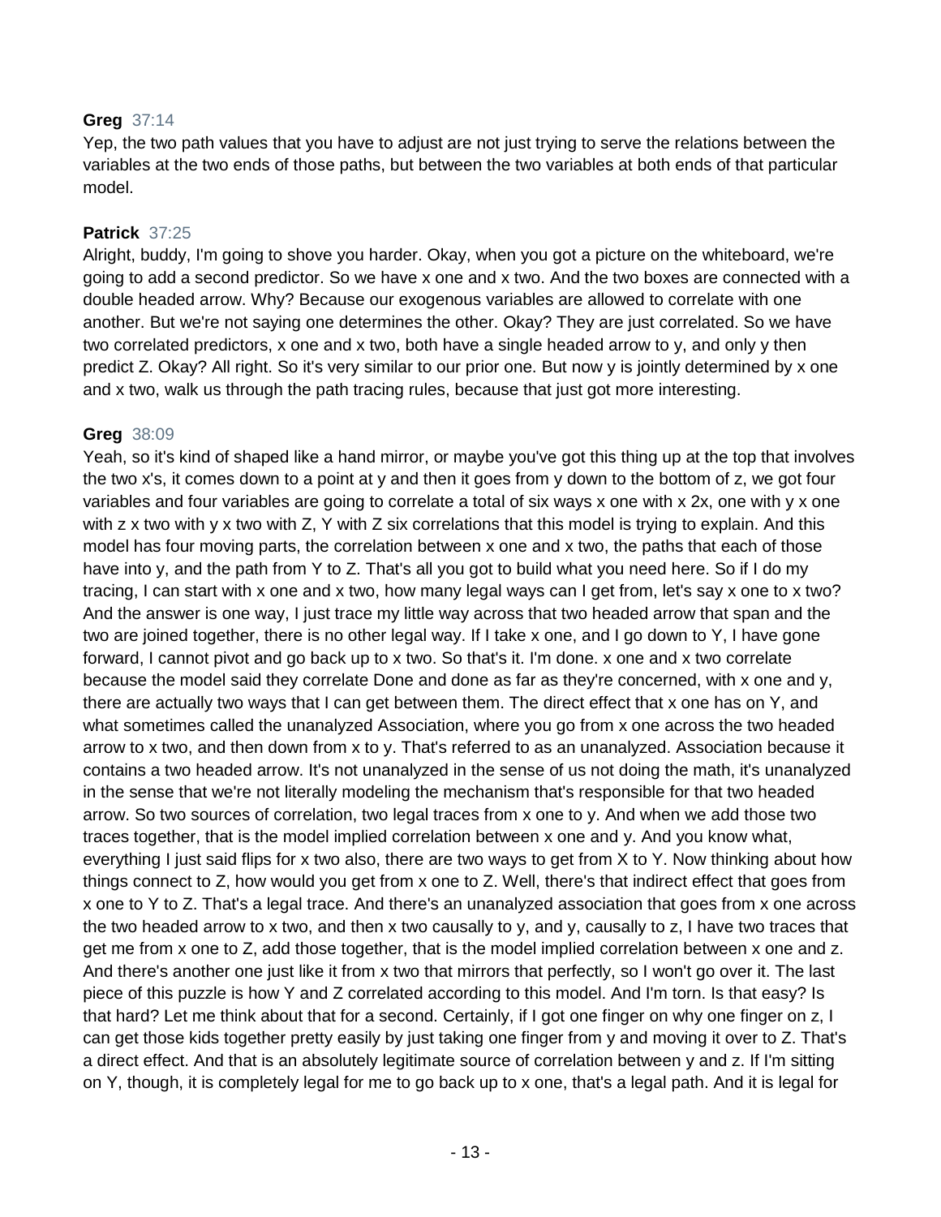**Greg** 37:14

Yep, the two path values that you have to adjust are not just trying to serve the relations between the variables at the two ends of those paths, but between the two variables at both ends of that particular model.

**Patrick** 37:25

Alright, buddy, I'm going to shove you harder. Okay, when you got a picture on the whiteboard, we're going to add a second predictor. So we have x one and x two. And the two boxes are connected with a double headed arrow. Why? Because our exogenous variables are allowed to correlate with one another. But we're not saying one determines the other. Okay? They are just correlated. So we have two correlated predictors, x one and x two, both have a single headed arrow to y, and only y then predict Z. Okay? All right. So it's very similar to our prior one. But now y is jointly determined by x one and x two, walk us through the path tracing rules, because that just got more interesting.

**Greg** 38:09

Yeah, so it's kind of shaped like a hand mirror, or maybe you've got this thing up at the top that involves the two x's, it comes down to a point at y and then it goes from y down to the bottom of z, we got four variables and four variables are going to correlate a total of six ways x one with x 2x, one with y x one with z x two with y x two with Z, Y with Z six correlations that this model is trying to explain. And this model has four moving parts, the correlation between x one and x two, the paths that each of those have into y, and the path from Y to Z. That's all you got to build what you need here. So if I do my tracing, I can start with x one and x two, how many legal ways can I get from, let's say x one to x two? And the answer is one way, I just trace my little way across that two headed arrow that span and the two are joined together, there is no other legal way. If I take x one, and I go down to Y, I have gone forward, I cannot pivot and go back up to x two. So that's it. I'm done. x one and x two correlate because the model said they correlate Done and done as far as they're concerned, with x one and y, there are actually two ways that I can get between them. The direct effect that x one has on Y, and what sometimes called the unanalyzed Association, where you go from x one across the two headed arrow to x two, and then down from x to y. That's referred to as an unanalyzed. Association because it contains a two headed arrow. It's not unanalyzed in the sense of us not doing the math, it's unanalyzed in the sense that we're not literally modeling the mechanism that's responsible for that two headed arrow. So two sources of correlation, two legal traces from x one to y. And when we add those two traces together, that is the model implied correlation between x one and y. And you know what, everything I just said flips for x two also, there are two ways to get from X to Y. Now thinking about how things connect to Z, how would you get from x one to Z. Well, there's that indirect effect that goes from x one to Y to Z. That's a legal trace. And there's an unanalyzed association that goes from x one across the two headed arrow to x two, and then x two causally to y, and y, causally to z, I have two traces that get me from x one to Z, add those together, that is the model implied correlation between x one and z. And there's another one just like it from x two that mirrors that perfectly, so I won't go over it. The last piece of this puzzle is how Y and Z correlated according to this model. And I'm torn. Is that easy? Is that hard? Let me think about that for a second. Certainly, if I got one finger on why one finger on z, I can get those kids together pretty easily by just taking one finger from y and moving it over to Z. That's a direct effect. And that is an absolutely legitimate source of correlation between y and z. If I'm sitting on Y, though, it is completely legal for me to go back up to x one, that's a legal path. And it is legal for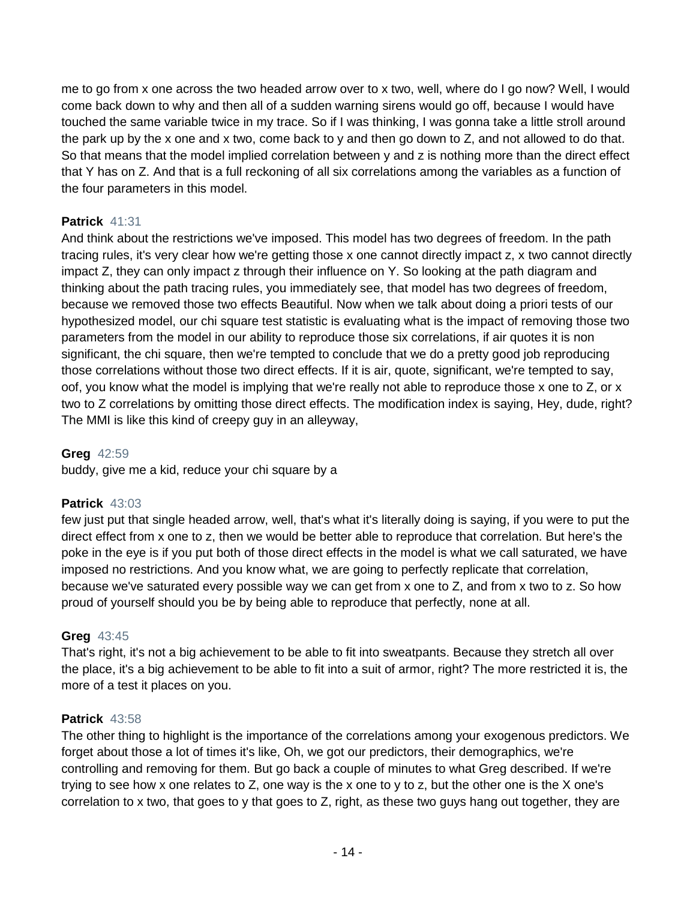me to go from x one across the two headed arrow over to x two, well, where do I go now? Well, I would come back down to why and then all of a sudden warning sirens would go off, because I would have touched the same variable twice in my trace. So if I was thinking, I was gonna take a little stroll around the park up by the x one and x two, come back to y and then go down to Z, and not allowed to do that. So that means that the model implied correlation between y and z is nothing more than the direct effect that Y has on Z. And that is a full reckoning of all six correlations among the variables as a function of the four parameters in this model.

**Patrick** 41:31
And think about the restrictions we've imposed. This model has two degrees of freedom. In the path tracing rules, it's very clear how we're getting those x one cannot directly impact z, x two cannot directly impact Z, they can only impact z through their influence on Y. So looking at the path diagram and thinking about the path tracing rules, you immediately see, that model has two degrees of freedom, because we removed those two effects Beautiful. Now when we talk about doing a priori tests of our hypothesized model, our chi square test statistic is evaluating what is the impact of removing those two parameters from the model in our ability to reproduce those six correlations, if air quotes it is non significant, the chi square, then we're tempted to conclude that we do a pretty good job reproducing those correlations without those two direct effects. If it is air, quote, significant, we're tempted to say, oof, you know what the model is implying that we're really not able to reproduce those x one to Z, or x two to Z correlations by omitting those direct effects. The modification index is saying, Hey, dude, right? The MMI is like this kind of creepy guy in an alleyway,

**Greg** 42:59
buddy, give me a kid, reduce your chi square by a

**Patrick** 43:03
few just put that single headed arrow, well, that's what it's literally doing is saying, if you were to put the direct effect from x one to z, then we would be better able to reproduce that correlation. But here's the poke in the eye is if you put both of those direct effects in the model is what we call saturated, we have imposed no restrictions. And you know what, we are going to perfectly replicate that correlation, because we've saturated every possible way we can get from x one to Z, and from x two to z. So how proud of yourself should you be by being able to reproduce that perfectly, none at all.

**Greg** 43:45
That's right, it's not a big achievement to be able to fit into sweatpants. Because they stretch all over the place, it's a big achievement to be able to fit into a suit of armor, right? The more restricted it is, the more of a test it places on you.

**Patrick** 43:58
The other thing to highlight is the importance of the correlations among your exogenous predictors. We forget about those a lot of times it's like, Oh, we got our predictors, their demographics, we're controlling and removing for them. But go back a couple of minutes to what Greg described. If we're trying to see how x one relates to Z, one way is the x one to y to z, but the other one is the X one's correlation to x two, that goes to y that goes to Z, right, as these two guys hang out together, they are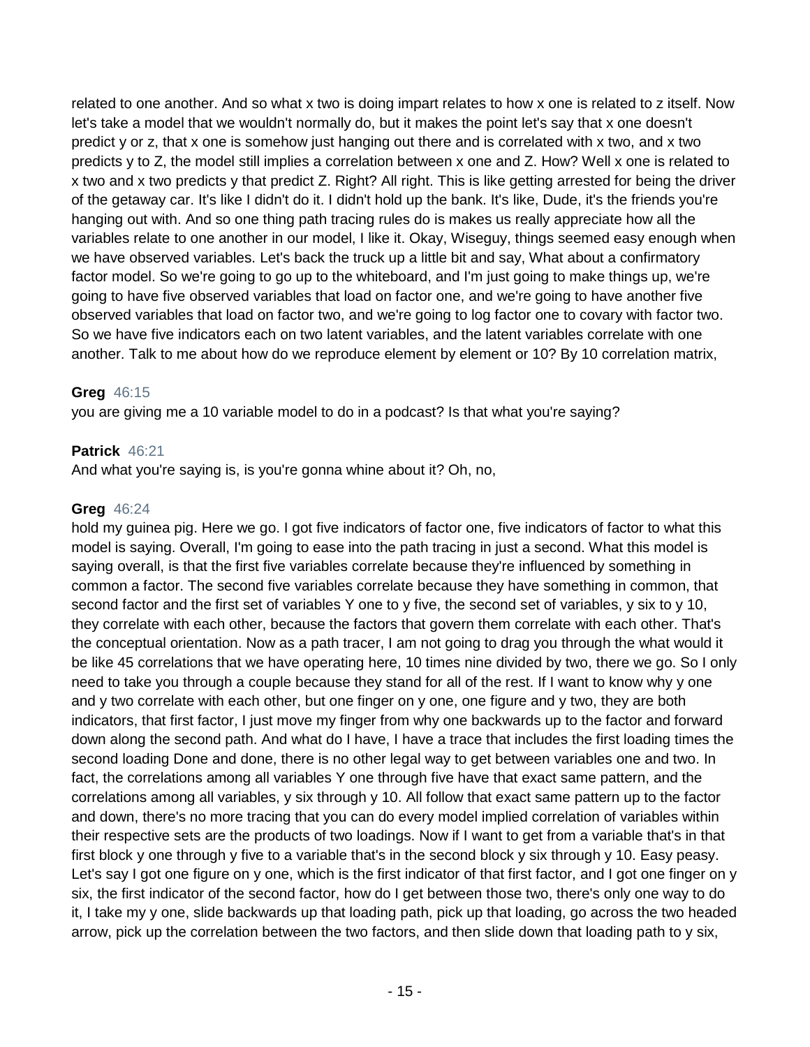related to one another. And so what x two is doing impart relates to how x one is related to z itself. Now let's take a model that we wouldn't normally do, but it makes the point let's say that x one doesn't predict y or z, that x one is somehow just hanging out there and is correlated with x two, and x two predicts y to Z, the model still implies a correlation between x one and Z. How? Well x one is related to x two and x two predicts y that predict Z. Right? All right. This is like getting arrested for being the driver of the getaway car. It's like I didn't do it. I didn't hold up the bank. It's like, Dude, it's the friends you're hanging out with. And so one thing path tracing rules do is makes us really appreciate how all the variables relate to one another in our model, I like it. Okay, Wiseguy, things seemed easy enough when we have observed variables. Let's back the truck up a little bit and say, What about a confirmatory factor model. So we're going to go up to the whiteboard, and I'm just going to make things up, we're going to have five observed variables that load on factor one, and we're going to have another five observed variables that load on factor two, and we're going to log factor one to covary with factor two. So we have five indicators each on two latent variables, and the latent variables correlate with one another. Talk to me about how do we reproduce element by element or 10? By 10 correlation matrix,

**Greg** 46:15
you are giving me a 10 variable model to do in a podcast? Is that what you're saying?

**Patrick** 46:21
And what you're saying is, is you're gonna whine about it? Oh, no,

**Greg** 46:24
hold my guinea pig. Here we go. I got five indicators of factor one, five indicators of factor to what this model is saying. Overall, I'm going to ease into the path tracing in just a second. What this model is saying overall, is that the first five variables correlate because they're influenced by something in common a factor. The second five variables correlate because they have something in common, that second factor and the first set of variables Y one to y five, the second set of variables, y six to y 10, they correlate with each other, because the factors that govern them correlate with each other. That's the conceptual orientation. Now as a path tracer, I am not going to drag you through the what would it be like 45 correlations that we have operating here, 10 times nine divided by two, there we go. So I only need to take you through a couple because they stand for all of the rest. If I want to know why y one and y two correlate with each other, but one finger on y one, one figure and y two, they are both indicators, that first factor, I just move my finger from why one backwards up to the factor and forward down along the second path. And what do I have, I have a trace that includes the first loading times the second loading Done and done, there is no other legal way to get between variables one and two. In fact, the correlations among all variables Y one through five have that exact same pattern, and the correlations among all variables, y six through y 10. All follow that exact same pattern up to the factor and down, there's no more tracing that you can do every model implied correlation of variables within their respective sets are the products of two loadings. Now if I want to get from a variable that's in that first block y one through y five to a variable that's in the second block y six through y 10. Easy peasy. Let's say I got one figure on y one, which is the first indicator of that first factor, and I got one finger on y six, the first indicator of the second factor, how do I get between those two, there's only one way to do it, I take my y one, slide backwards up that loading path, pick up that loading, go across the two headed arrow, pick up the correlation between the two factors, and then slide down that loading path to y six,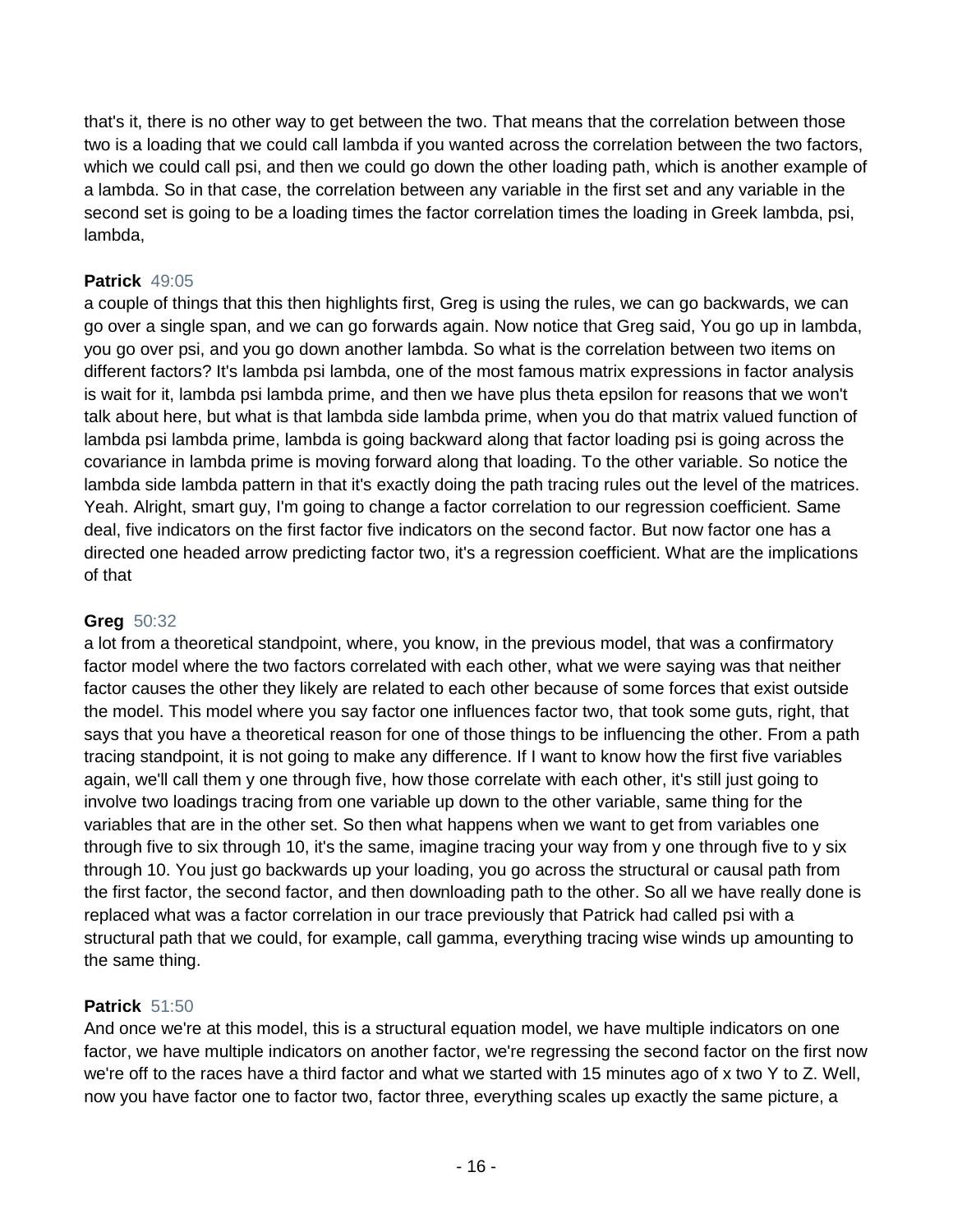that's it, there is no other way to get between the two. That means that the correlation between those two is a loading that we could call lambda if you wanted across the correlation between the two factors, which we could call psi, and then we could go down the other loading path, which is another example of a lambda. So in that case, the correlation between any variable in the first set and any variable in the second set is going to be a loading times the factor correlation times the loading in Greek lambda, psi, lambda,

**Patrick** 49:05

a couple of things that this then highlights first, Greg is using the rules, we can go backwards, we can go over a single span, and we can go forwards again. Now notice that Greg said, You go up in lambda, you go over psi, and you go down another lambda. So what is the correlation between two items on different factors? It's lambda psi lambda, one of the most famous matrix expressions in factor analysis is wait for it, lambda psi lambda prime, and then we have plus theta epsilon for reasons that we won't talk about here, but what is that lambda side lambda prime, when you do that matrix valued function of lambda psi lambda prime, lambda is going backward along that factor loading psi is going across the covariance in lambda prime is moving forward along that loading. To the other variable. So notice the lambda side lambda pattern in that it's exactly doing the path tracing rules out the level of the matrices. Yeah. Alright, smart guy, I'm going to change a factor correlation to our regression coefficient. Same deal, five indicators on the first factor five indicators on the second factor. But now factor one has a directed one headed arrow predicting factor two, it's a regression coefficient. What are the implications of that

**Greg** 50:32

a lot from a theoretical standpoint, where, you know, in the previous model, that was a confirmatory factor model where the two factors correlated with each other, what we were saying was that neither factor causes the other they likely are related to each other because of some forces that exist outside the model. This model where you say factor one influences factor two, that took some guts, right, that says that you have a theoretical reason for one of those things to be influencing the other. From a path tracing standpoint, it is not going to make any difference. If I want to know how the first five variables again, we'll call them y one through five, how those correlate with each other, it's still just going to involve two loadings tracing from one variable up down to the other variable, same thing for the variables that are in the other set. So then what happens when we want to get from variables one through five to six through 10, it's the same, imagine tracing your way from y one through five to y six through 10. You just go backwards up your loading, you go across the structural or causal path from the first factor, the second factor, and then downloading path to the other. So all we have really done is replaced what was a factor correlation in our trace previously that Patrick had called psi with a structural path that we could, for example, call gamma, everything tracing wise winds up amounting to the same thing.

**Patrick** 51:50

And once we're at this model, this is a structural equation model, we have multiple indicators on one factor, we have multiple indicators on another factor, we're regressing the second factor on the first now we're off to the races have a third factor and what we started with 15 minutes ago of x two Y to Z. Well, now you have factor one to factor two, factor three, everything scales up exactly the same picture, a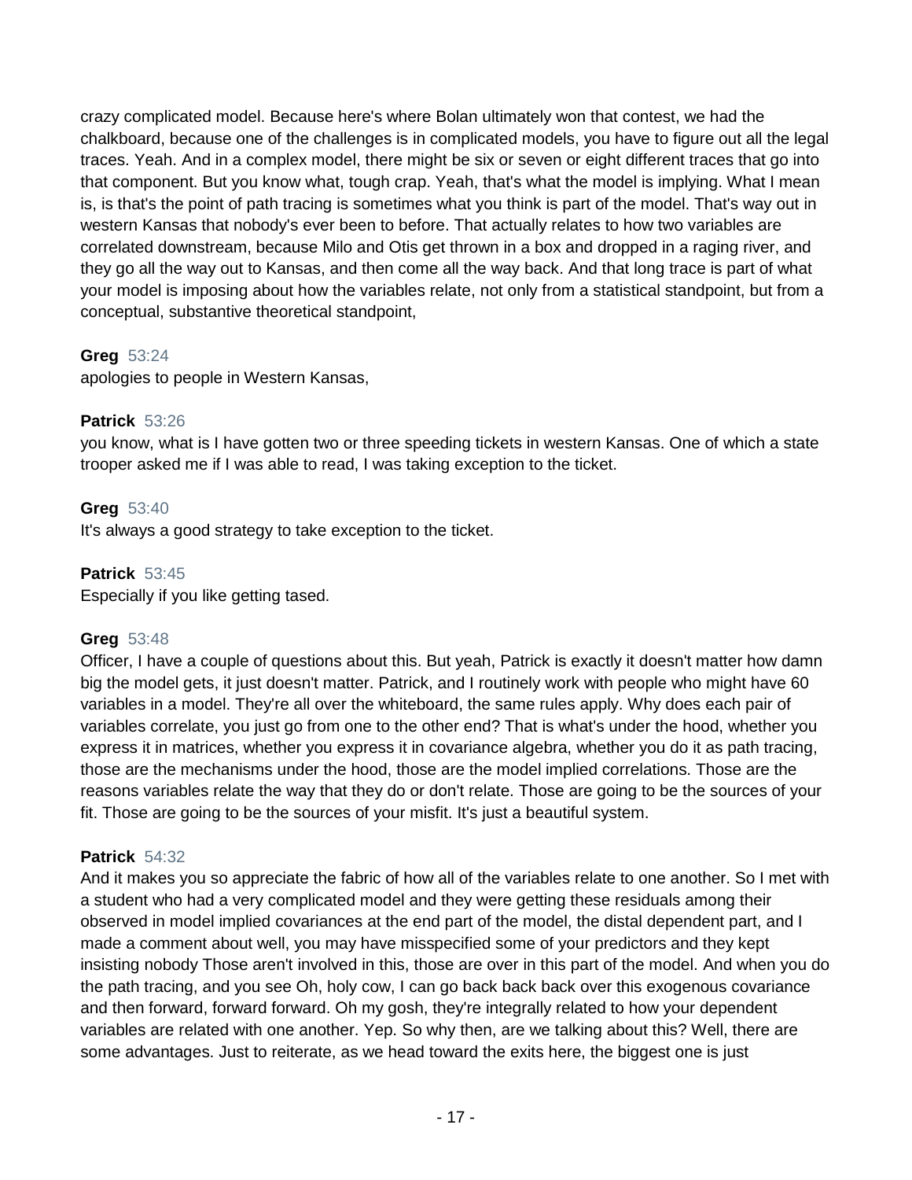crazy complicated model. Because here's where Bolan ultimately won that contest, we had the chalkboard, because one of the challenges is in complicated models, you have to figure out all the legal traces. Yeah. And in a complex model, there might be six or seven or eight different traces that go into that component. But you know what, tough crap. Yeah, that's what the model is implying. What I mean is, is that's the point of path tracing is sometimes what you think is part of the model. That's way out in western Kansas that nobody's ever been to before. That actually relates to how two variables are correlated downstream, because Milo and Otis get thrown in a box and dropped in a raging river, and they go all the way out to Kansas, and then come all the way back. And that long trace is part of what your model is imposing about how the variables relate, not only from a statistical standpoint, but from a conceptual, substantive theoretical standpoint,

**Greg** 53:24
apologies to people in Western Kansas,

**Patrick** 53:26
you know, what is I have gotten two or three speeding tickets in western Kansas. One of which a state trooper asked me if I was able to read, I was taking exception to the ticket.

**Greg** 53:40
It's always a good strategy to take exception to the ticket.

**Patrick** 53:45
Especially if you like getting tased.

**Greg** 53:48
Officer, I have a couple of questions about this. But yeah, Patrick is exactly it doesn't matter how damn big the model gets, it just doesn't matter. Patrick, and I routinely work with people who might have 60 variables in a model. They're all over the whiteboard, the same rules apply. Why does each pair of variables correlate, you just go from one to the other end? That is what's under the hood, whether you express it in matrices, whether you express it in covariance algebra, whether you do it as path tracing, those are the mechanisms under the hood, those are the model implied correlations. Those are the reasons variables relate the way that they do or don't relate. Those are going to be the sources of your fit. Those are going to be the sources of your misfit. It's just a beautiful system.

**Patrick** 54:32
And it makes you so appreciate the fabric of how all of the variables relate to one another. So I met with a student who had a very complicated model and they were getting these residuals among their observed in model implied covariances at the end part of the model, the distal dependent part, and I made a comment about well, you may have misspecified some of your predictors and they kept insisting nobody Those aren't involved in this, those are over in this part of the model. And when you do the path tracing, and you see Oh, holy cow, I can go back back back over this exogenous covariance and then forward, forward forward. Oh my gosh, they're integrally related to how your dependent variables are related with one another. Yep. So why then, are we talking about this? Well, there are some advantages. Just to reiterate, as we head toward the exits here, the biggest one is just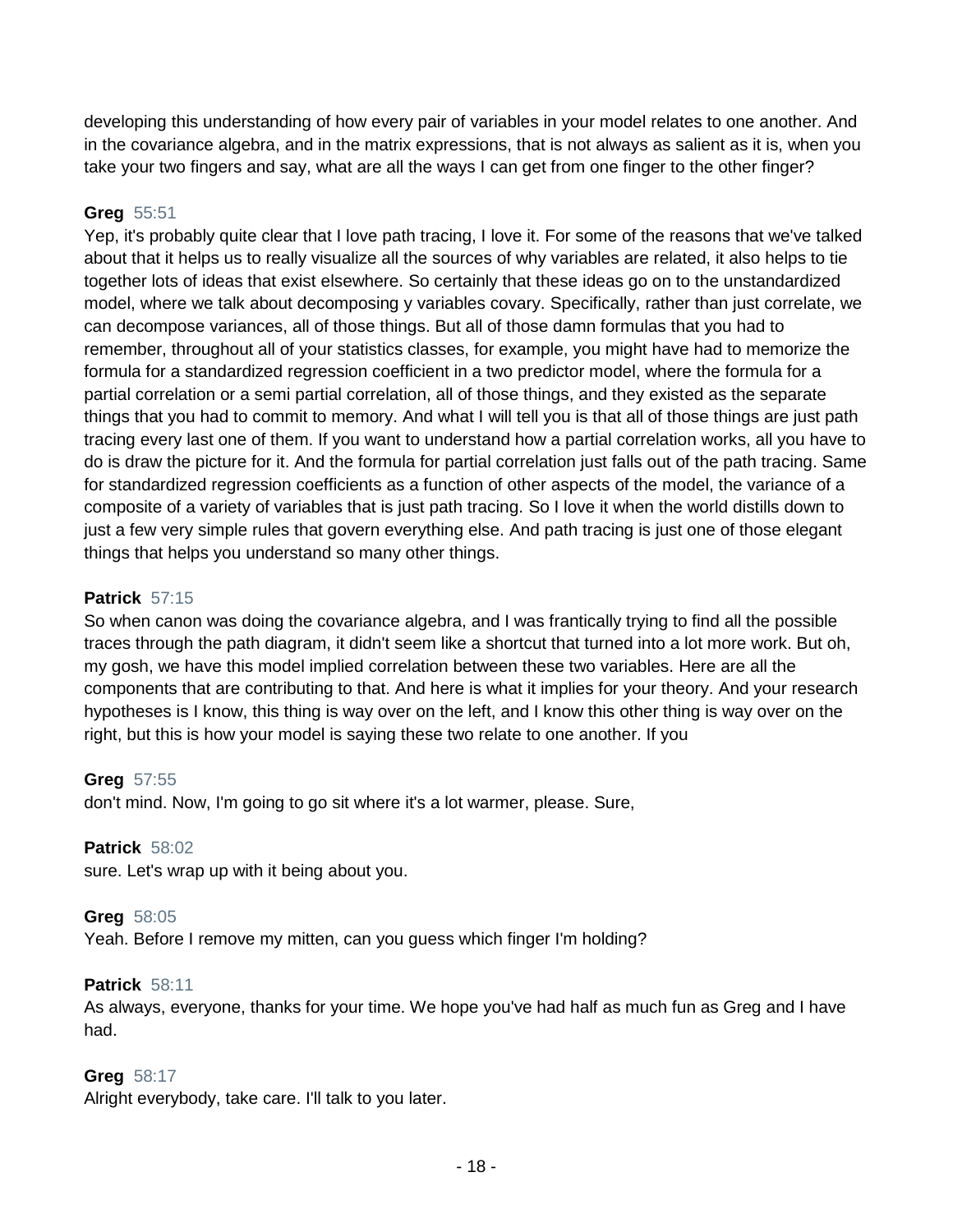developing this understanding of how every pair of variables in your model relates to one another. And in the covariance algebra, and in the matrix expressions, that is not always as salient as it is, when you take your two fingers and say, what are all the ways I can get from one finger to the other finger?

**Greg** 55:51

Yep, it's probably quite clear that I love path tracing, I love it. For some of the reasons that we've talked about that it helps us to really visualize all the sources of why variables are related, it also helps to tie together lots of ideas that exist elsewhere. So certainly that these ideas go on to the unstandardized model, where we talk about decomposing y variables covary. Specifically, rather than just correlate, we can decompose variances, all of those things. But all of those damn formulas that you had to remember, throughout all of your statistics classes, for example, you might have had to memorize the formula for a standardized regression coefficient in a two predictor model, where the formula for a partial correlation or a semi partial correlation, all of those things, and they existed as the separate things that you had to commit to memory. And what I will tell you is that all of those things are just path tracing every last one of them. If you want to understand how a partial correlation works, all you have to do is draw the picture for it. And the formula for partial correlation just falls out of the path tracing. Same for standardized regression coefficients as a function of other aspects of the model, the variance of a composite of a variety of variables that is just path tracing. So I love it when the world distills down to just a few very simple rules that govern everything else. And path tracing is just one of those elegant things that helps you understand so many other things.

**Patrick** 57:15

So when canon was doing the covariance algebra, and I was frantically trying to find all the possible traces through the path diagram, it didn't seem like a shortcut that turned into a lot more work. But oh, my gosh, we have this model implied correlation between these two variables. Here are all the components that are contributing to that. And here is what it implies for your theory. And your research hypotheses is I know, this thing is way over on the left, and I know this other thing is way over on the right, but this is how your model is saying these two relate to one another. If you

**Greg** 57:55

don't mind. Now, I'm going to go sit where it's a lot warmer, please. Sure,

**Patrick** 58:02

sure. Let's wrap up with it being about you.

**Greg** 58:05

Yeah. Before I remove my mitten, can you guess which finger I'm holding?

**Patrick** 58:11

As always, everyone, thanks for your time. We hope you've had half as much fun as Greg and I have had.

**Greg** 58:17

Alright everybody, take care. I'll talk to you later.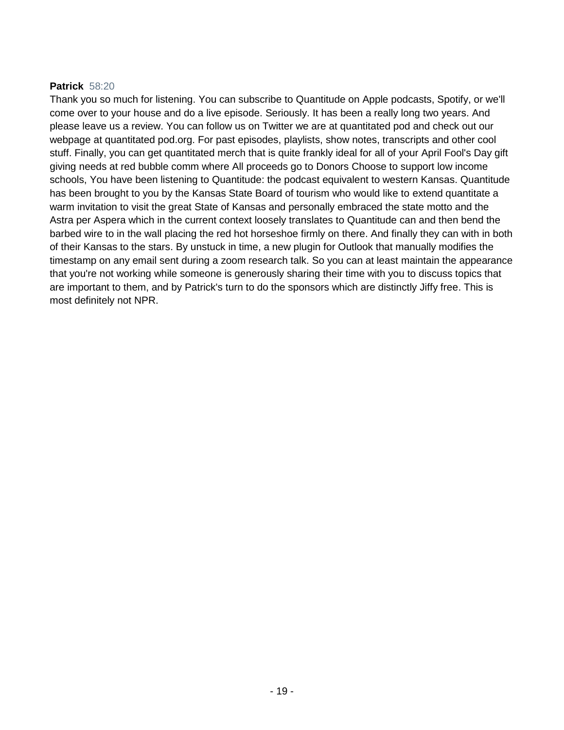**Patrick** 58:20

Thank you so much for listening. You can subscribe to Quantitude on Apple podcasts, Spotify, or we'll come over to your house and do a live episode. Seriously. It has been a really long two years. And please leave us a review. You can follow us on Twitter we are at quantitated pod and check out our webpage at quantitated pod.org. For past episodes, playlists, show notes, transcripts and other cool stuff. Finally, you can get quantitated merch that is quite frankly ideal for all of your April Fool's Day gift giving needs at red bubble comm where All proceeds go to Donors Choose to support low income schools, You have been listening to Quantitude: the podcast equivalent to western Kansas. Quantitude has been brought to you by the Kansas State Board of tourism who would like to extend quantitate a warm invitation to visit the great State of Kansas and personally embraced the state motto and the Astra per Aspera which in the current context loosely translates to Quantitude can and then bend the barbed wire to in the wall placing the red hot horseshoe firmly on there. And finally they can with in both of their Kansas to the stars. By unstuck in time, a new plugin for Outlook that manually modifies the timestamp on any email sent during a zoom research talk. So you can at least maintain the appearance that you're not working while someone is generously sharing their time with you to discuss topics that are important to them, and by Patrick's turn to do the sponsors which are distinctly Jiffy free. This is most definitely not NPR.